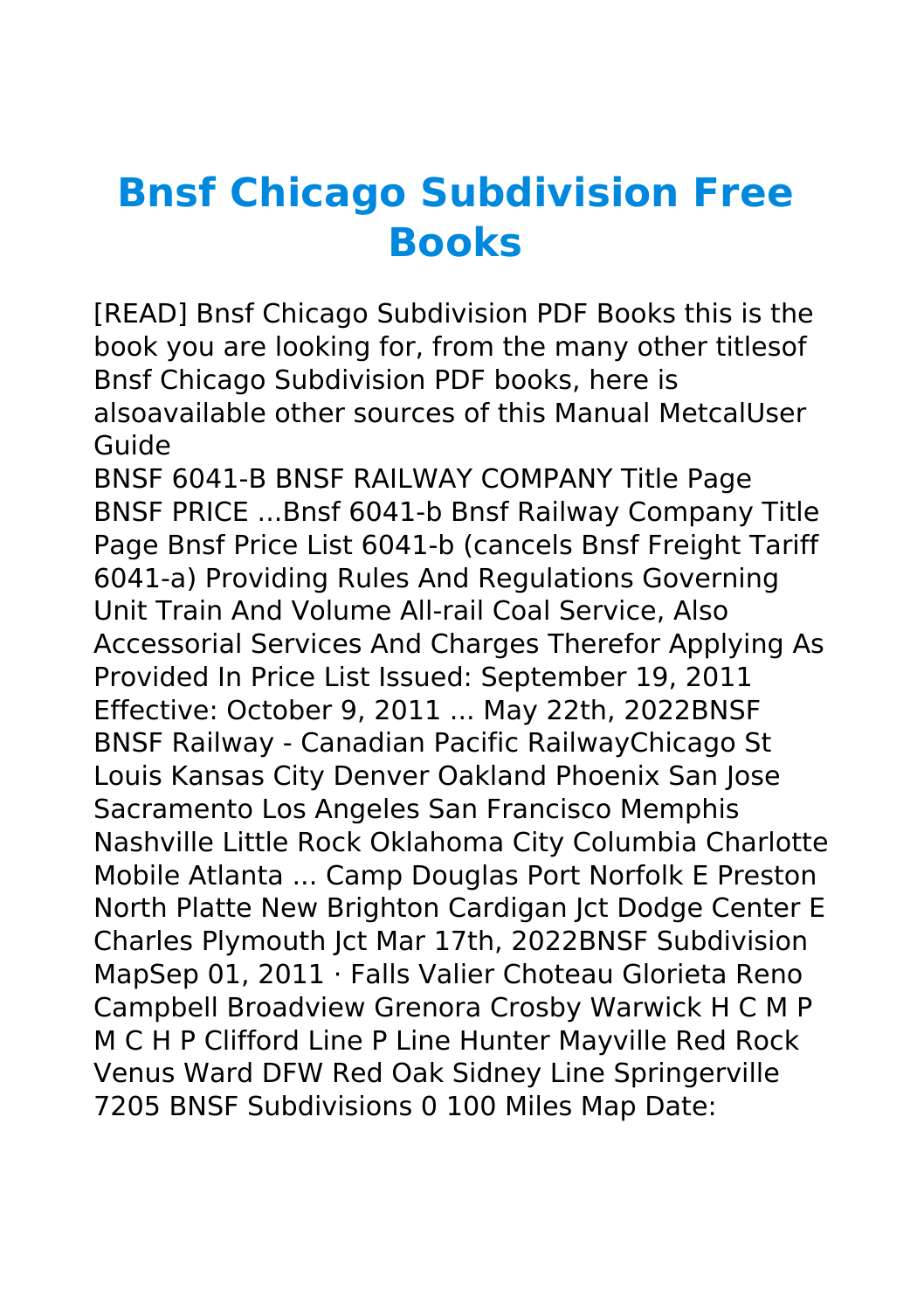# Bnsf Chicago Subdivision Free Books

[READ] Bnsf Chicago Subdivision PDF Books this is the book you are looking for, from the many other titlesof Bnsf Chicago Subdivision PDF books, here is alsoavailable other sources of this Manual MetcalUser Guide

BNSF 6041-B BNSF RAILWAY COMPANY Title Page BNSF PRICE ...Bnsf 6041-b Bnsf Railway Company Title Page Bnsf Price List 6041-b (cancels Bnsf Freight Tariff 6041-a) Providing Rules And Regulations Governing Unit Train And Volume All-rail Coal Service, Also Accessorial Services And Charges Therefor Applying As Provided In Price List Issued: September 19, 2011 Effective: October 9, 2011 ... May 22th, 2022BNSF BNSF Railway - Canadian Pacific RailwayChicago St Louis Kansas City Denver Oakland Phoenix San Jose Sacramento Los Angeles San Francisco Memphis Nashville Little Rock Oklahoma City Columbia Charlotte Mobile Atlanta ... Camp Douglas Port Norfolk E Preston North Platte New Brighton Cardigan Jct Dodge Center E Charles Plymouth Jct Mar 17th, 2022BNSF Subdivision MapSep 01, 2011 · Falls Valier Choteau Glorieta Reno Campbell Broadview Grenora Crosby Warwick H C M P M C H P Clifford Line P Line Hunter Mayville Red Rock Venus Ward DFW Red Oak Sidney Line Springerville 7205 BNSF Subdivisions 0 100 Miles Map Date: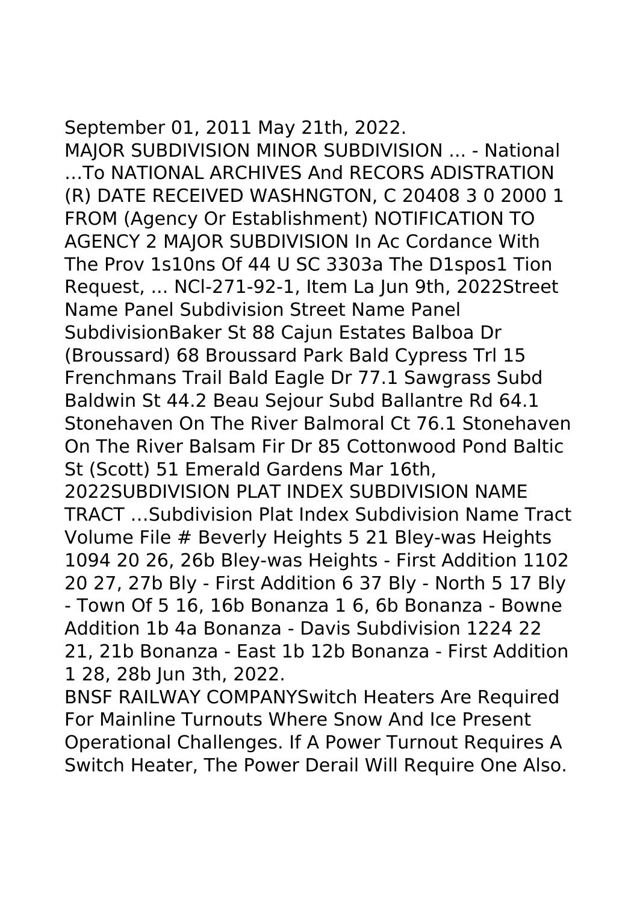September 01, 2011 May 21th, 2022.

MAJOR SUBDIVISION MINOR SUBDIVISION ... - National …To NATIONAL ARCHIVES And RECORS ADISTRATION (R) DATE RECEIVED WASHNGTON, C 20408 3 0 2000 1 FROM (Agency Or Establishment) NOTIFICATION TO AGENCY 2 MAJOR SUBDIVISION In Ac Cordance With The Prov 1s10ns Of 44 U SC 3303a The D1spos1 Tion Request, ... NCl-271-92-1, Item La Jun 9th, 2022Street Name Panel Subdivision Street Name Panel SubdivisionBaker St 88 Cajun Estates Balboa Dr (Broussard) 68 Broussard Park Bald Cypress Trl 15 Frenchmans Trail Bald Eagle Dr 77.1 Sawgrass Subd Baldwin St 44.2 Beau Sejour Subd Ballantre Rd 64.1 Stonehaven On The River Balmoral Ct 76.1 Stonehaven On The River Balsam Fir Dr 85 Cottonwood Pond Baltic St (Scott) 51 Emerald Gardens Mar 16th, 2022SUBDIVISION PLAT INDEX SUBDIVISION NAME TRACT …Subdivision Plat Index Subdivision Name Tract Volume File # Beverly Heights 5 21 Bley-was Heights 1094 20 26, 26b Bley-was Heights - First Addition 1102 20 27, 27b Bly - First Addition 6 37 Bly - North 5 17 Bly - Town Of 5 16, 16b Bonanza 1 6, 6b Bonanza - Bowne Addition 1b 4a Bonanza - Davis Subdivision 1224 22 21, 21b Bonanza - East 1b 12b Bonanza - First Addition 1 28, 28b Jun 3th, 2022.

BNSF RAILWAY COMPANYSwitch Heaters Are Required For Mainline Turnouts Where Snow And Ice Present Operational Challenges. If A Power Turnout Requires A Switch Heater, The Power Derail Will Require One Also.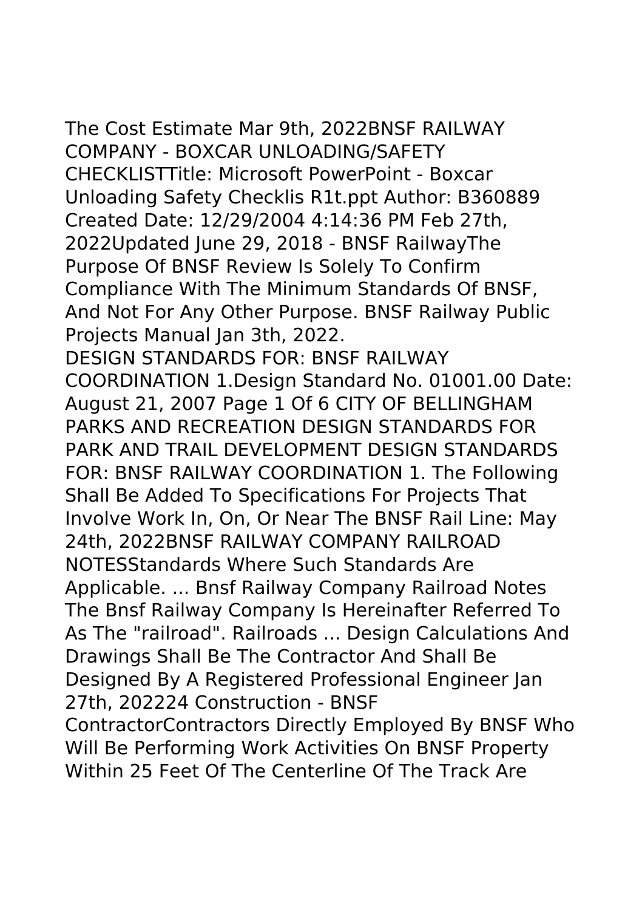The Cost Estimate Mar 9th, 2022BNSF RAILWAY COMPANY - BOXCAR UNLOADING/SAFETY CHECKLISTTitle: Microsoft PowerPoint - Boxcar Unloading Safety Checklis R1t.ppt Author: B360889 Created Date: 12/29/2004 4:14:36 PM Feb 27th, 2022Updated June 29, 2018 - BNSF RailwayThe Purpose Of BNSF Review Is Solely To Confirm Compliance With The Minimum Standards Of BNSF, And Not For Any Other Purpose. BNSF Railway Public Projects Manual Jan 3th, 2022.

DESIGN STANDARDS FOR: BNSF RAILWAY COORDINATION 1.Design Standard No. 01001.00 Date: August 21, 2007 Page 1 Of 6 CITY OF BELLINGHAM PARKS AND RECREATION DESIGN STANDARDS FOR PARK AND TRAIL DEVELOPMENT DESIGN STANDARDS FOR: BNSF RAILWAY COORDINATION 1. The Following Shall Be Added To Specifications For Projects That Involve Work In, On, Or Near The BNSF Rail Line: May 24th, 2022BNSF RAILWAY COMPANY RAILROAD NOTESStandards Where Such Standards Are Applicable. ... Bnsf Railway Company Railroad Notes The Bnsf Railway Company Is Hereinafter Referred To As The "railroad". Railroads ... Design Calculations And Drawings Shall Be The Contractor And Shall Be Designed By A Registered Professional Engineer Jan 27th, 202224 Construction - BNSF ContractorContractors Directly Employed By BNSF Who Will Be Performing Work Activities On BNSF Property Within 25 Feet Of The Centerline Of The Track Are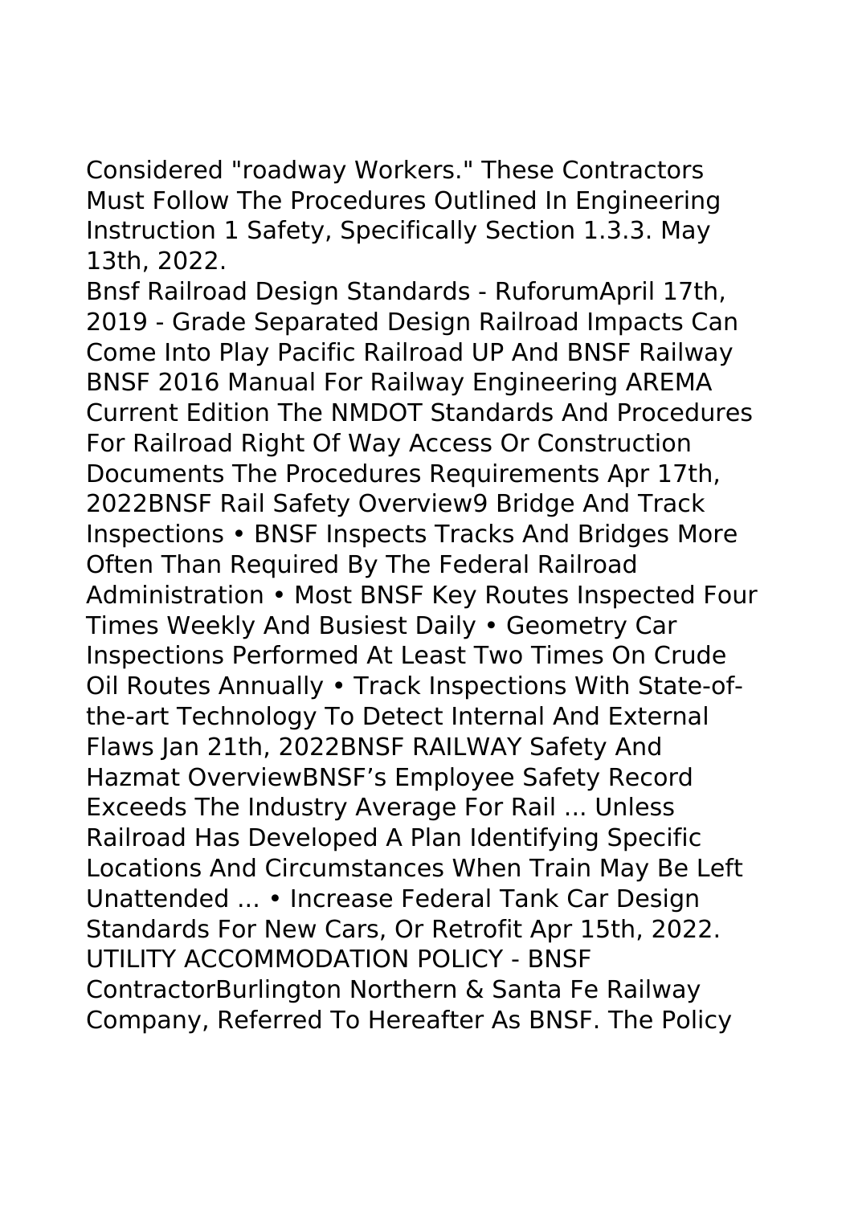Considered "roadway Workers." These Contractors Must Follow The Procedures Outlined In Engineering Instruction 1 Safety, Specifically Section 1.3.3. May 13th, 2022.

Bnsf Railroad Design Standards - RuforumApril 17th, 2019 - Grade Separated Design Railroad Impacts Can Come Into Play Pacific Railroad UP And BNSF Railway BNSF 2016 Manual For Railway Engineering AREMA Current Edition The NMDOT Standards And Procedures For Railroad Right Of Way Access Or Construction Documents The Procedures Requirements Apr 17th, 2022BNSF Rail Safety Overview9 Bridge And Track Inspections • BNSF Inspects Tracks And Bridges More Often Than Required By The Federal Railroad Administration • Most BNSF Key Routes Inspected Four Times Weekly And Busiest Daily • Geometry Car Inspections Performed At Least Two Times On Crude Oil Routes Annually • Track Inspections With State-of-the-art Technology To Detect Internal And External Flaws Jan 21th, 2022BNSF RAILWAY Safety And Hazmat OverviewBNSF's Employee Safety Record Exceeds The Industry Average For Rail ... Unless Railroad Has Developed A Plan Identifying Specific Locations And Circumstances When Train May Be Left Unattended ... • Increase Federal Tank Car Design Standards For New Cars, Or Retrofit Apr 15th, 2022.

UTILITY ACCOMMODATION POLICY - BNSF ContractorBurlington Northern & Santa Fe Railway Company, Referred To Hereafter As BNSF. The Policy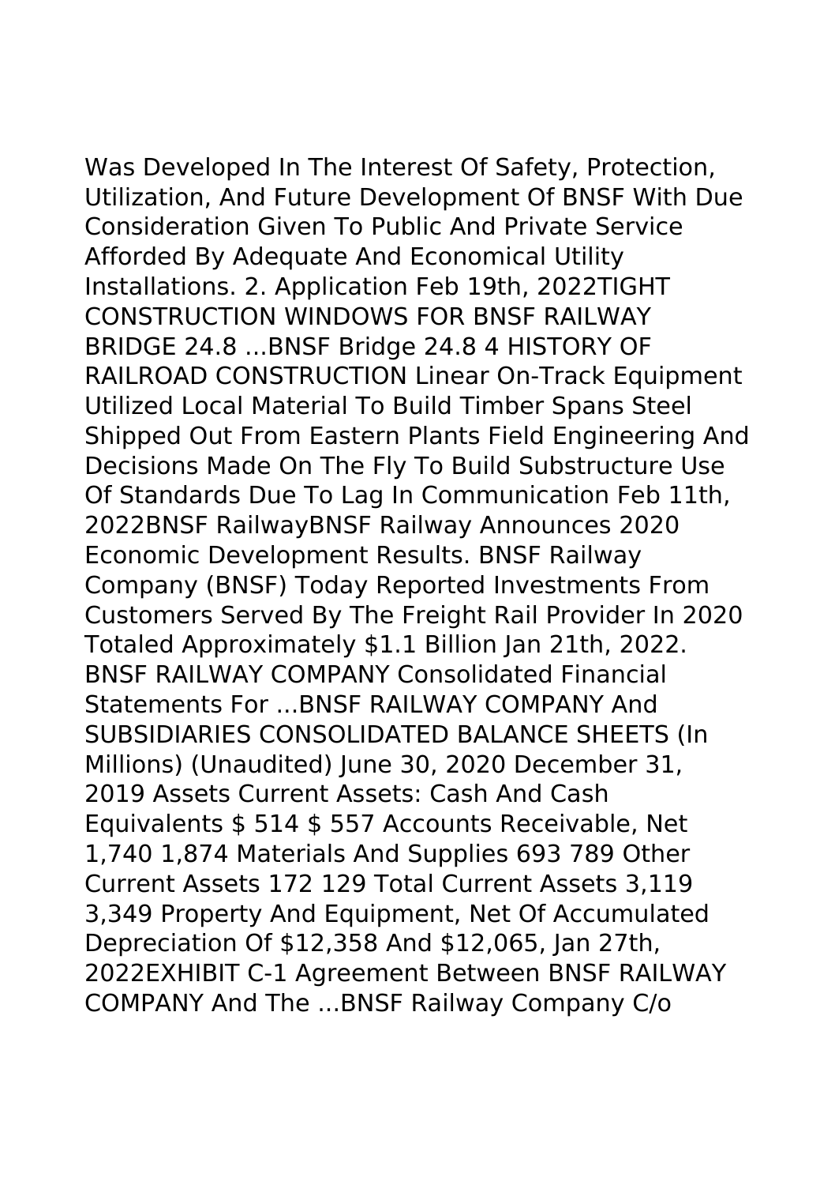Was Developed In The Interest Of Safety, Protection, Utilization, And Future Development Of BNSF With Due Consideration Given To Public And Private Service Afforded By Adequate And Economical Utility Installations. 2. Application Feb 19th, 2022TIGHT CONSTRUCTION WINDOWS FOR BNSF RAILWAY BRIDGE 24.8 ...BNSF Bridge 24.8 4 HISTORY OF RAILROAD CONSTRUCTION Linear On-Track Equipment Utilized Local Material To Build Timber Spans Steel Shipped Out From Eastern Plants Field Engineering And Decisions Made On The Fly To Build Substructure Use Of Standards Due To Lag In Communication Feb 11th, 2022BNSF RailwayBNSF Railway Announces 2020 Economic Development Results. BNSF Railway Company (BNSF) Today Reported Investments From Customers Served By The Freight Rail Provider In 2020 Totaled Approximately $1.1 Billion Jan 21th, 2022. BNSF RAILWAY COMPANY Consolidated Financial Statements For ...BNSF RAILWAY COMPANY And SUBSIDIARIES CONSOLIDATED BALANCE SHEETS (In Millions) (Unaudited) June 30, 2020 December 31, 2019 Assets Current Assets: Cash And Cash Equivalents $ 514 $ 557 Accounts Receivable, Net 1,740 1,874 Materials And Supplies 693 789 Other Current Assets 172 129 Total Current Assets 3,119 3,349 Property And Equipment, Net Of Accumulated Depreciation Of $12,358 And $12,065, Jan 27th, 2022EXHIBIT C-1 Agreement Between BNSF RAILWAY COMPANY And The ...BNSF Railway Company C/o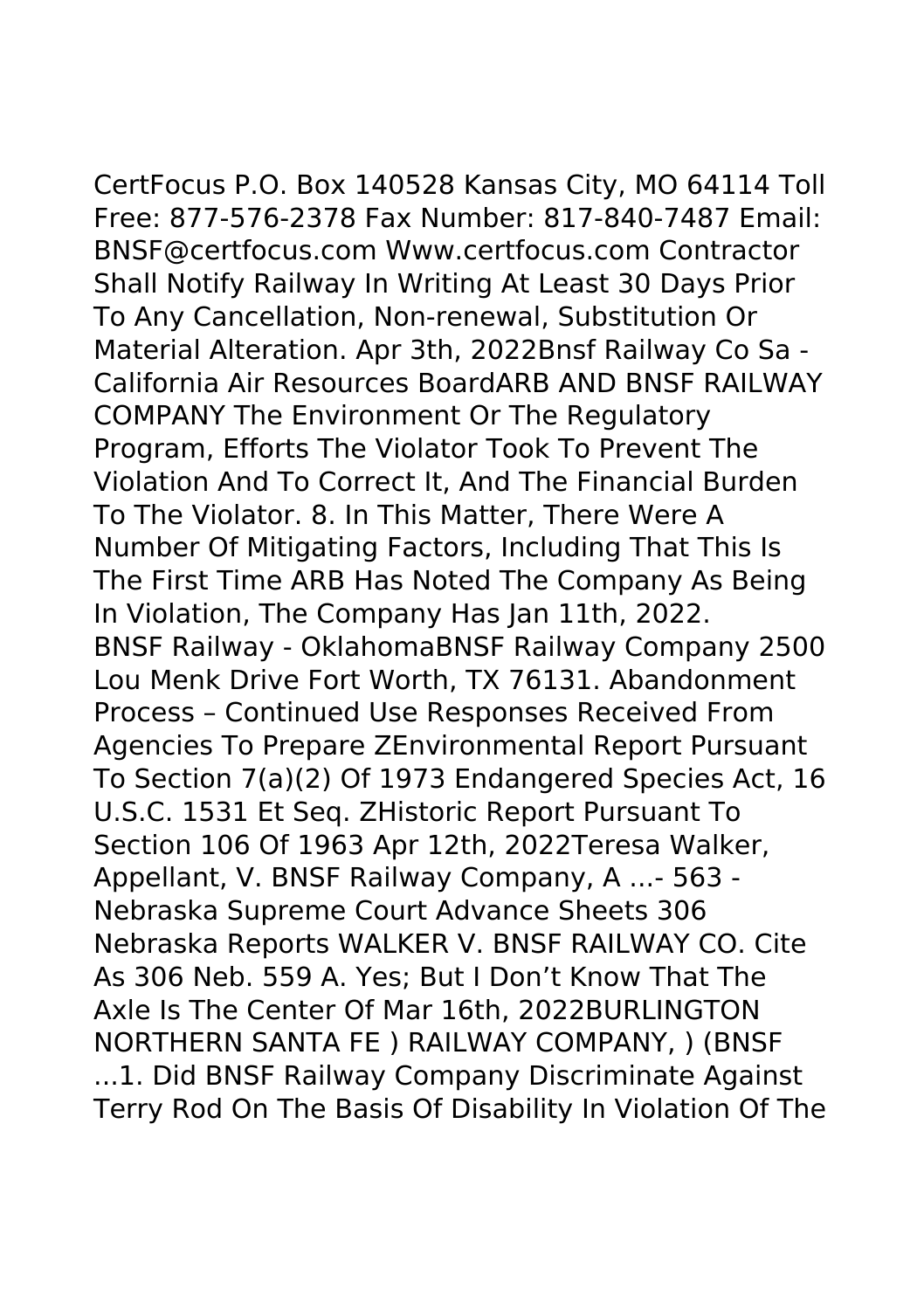CertFocus P.O. Box 140528 Kansas City, MO 64114 Toll Free: 877-576-2378 Fax Number: 817-840-7487 Email: BNSF@certfocus.com Www.certfocus.com Contractor Shall Notify Railway In Writing At Least 30 Days Prior To Any Cancellation, Non-renewal, Substitution Or Material Alteration. Apr 3th, 2022Bnsf Railway Co Sa - California Air Resources BoardARB AND BNSF RAILWAY COMPANY The Environment Or The Regulatory Program, Efforts The Violator Took To Prevent The Violation And To Correct It, And The Financial Burden To The Violator. 8. In This Matter, There Were A Number Of Mitigating Factors, Including That This Is The First Time ARB Has Noted The Company As Being In Violation, The Company Has Jan 11th, 2022.

BNSF Railway - OklahomaBNSF Railway Company 2500 Lou Menk Drive Fort Worth, TX 76131. Abandonment Process – Continued Use Responses Received From Agencies To Prepare ZEnvironmental Report Pursuant To Section 7(a)(2) Of 1973 Endangered Species Act, 16 U.S.C. 1531 Et Seq. ZHistoric Report Pursuant To Section 106 Of 1963 Apr 12th, 2022Teresa Walker, Appellant, V. BNSF Railway Company, A ...- 563 - Nebraska Supreme Court Advance Sheets 306 Nebraska Reports WALKER V. BNSF RAILWAY CO. Cite As 306 Neb. 559 A. Yes; But I Don't Know That The Axle Is The Center Of Mar 16th, 2022BURLINGTON NORTHERN SANTA FE ) RAILWAY COMPANY, ) (BNSF ...1. Did BNSF Railway Company Discriminate Against Terry Rod On The Basis Of Disability In Violation Of The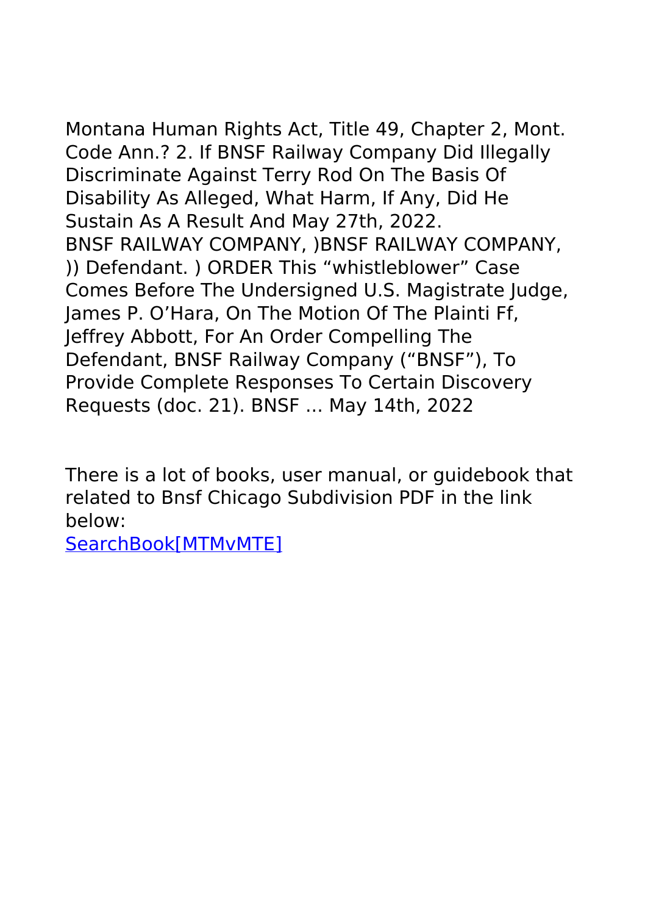Montana Human Rights Act, Title 49, Chapter 2, Mont. Code Ann.? 2. If BNSF Railway Company Did Illegally Discriminate Against Terry Rod On The Basis Of Disability As Alleged, What Harm, If Any, Did He Sustain As A Result And May 27th, 2022.
BNSF RAILWAY COMPANY, )BNSF RAILWAY COMPANY, )) Defendant. ) ORDER This "whistleblower" Case Comes Before The Undersigned U.S. Magistrate Judge, James P. O'Hara, On The Motion Of The Plainti Ff, Jeffrey Abbott, For An Order Compelling The Defendant, BNSF Railway Company ("BNSF"), To Provide Complete Responses To Certain Discovery Requests (doc. 21). BNSF ... May 14th, 2022

There is a lot of books, user manual, or guidebook that related to Bnsf Chicago Subdivision PDF in the link below:
SearchBook[MTMvMTE]